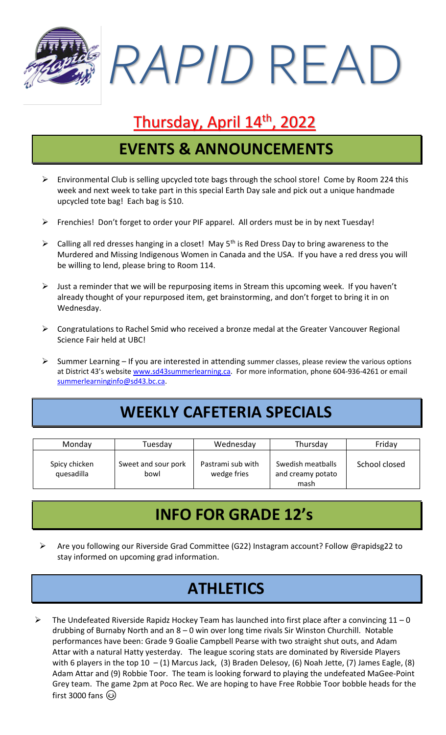# *RAPID* READ

## Thursday, April 14th, 2022

## EVENTS & ANNOUNCEMENTS

- Environmental Club is selling upcycled tote bags through the school store! Come by Room 224 this week and next week to take part in this special Earth Day sale and pick out a unique handmade upcycled tote bag! Each bag is $10.
- Frenchies! Don't forget to order your PIF apparel. All orders must be in by next Tuesday!
- Calling all red dresses hanging in a closet! May 5th is Red Dress Day to bring awareness to the Murdered and Missing Indigenous Women in Canada and the USA. If you have a red dress you will be willing to lend, please bring to Room 114.
- Just a reminder that we will be repurposing items in Stream this upcoming week. If you haven't already thought of your repurposed item, get brainstorming, and don't forget to bring it in on Wednesday.
- Congratulations to Rachel Smid who received a bronze medal at the Greater Vancouver Regional Science Fair held at UBC!
- Summer Learning – If you are interested in attending summer classes, please review the various options at District 43's website www.sd43summerlearning.ca. For more information, phone 604-936-4261 or email summerlearninginfo@sd43.bc.ca.

## WEEKLY CAFETERIA SPECIALS

| Monday | Tuesday | Wednesday | Thursday | Friday |
|---|---|---|---|---|
| Spicy chicken quesadilla | Sweet and sour pork bowl | Pastrami sub with wedge fries | Swedish meatballs and creamy potato mash | School closed |

## INFO FOR GRADE 12's

- Are you following our Riverside Grad Committee (G22) Instagram account? Follow @rapidsg22 to stay informed on upcoming grad information.

## ATHLETICS

- The Undefeated Riverside Rapidz Hockey Team has launched into first place after a convincing 11 – 0 drubbing of Burnaby North and an 8 – 0 win over long time rivals Sir Winston Churchill. Notable performances have been: Grade 9 Goalie Campbell Pearse with two straight shut outs, and Adam Attar with a natural Hatty yesterday. The league scoring stats are dominated by Riverside Players with 6 players in the top 10 – (1) Marcus Jack, (3) Braden Delesoy, (6) Noah Jette, (7) James Eagle, (8) Adam Attar and (9) Robbie Toor. The team is looking forward to playing the undefeated MaGee-Point Grey team. The game 2pm at Poco Rec. We are hoping to have Free Robbie Toor bobble heads for the first 3000 fans 😉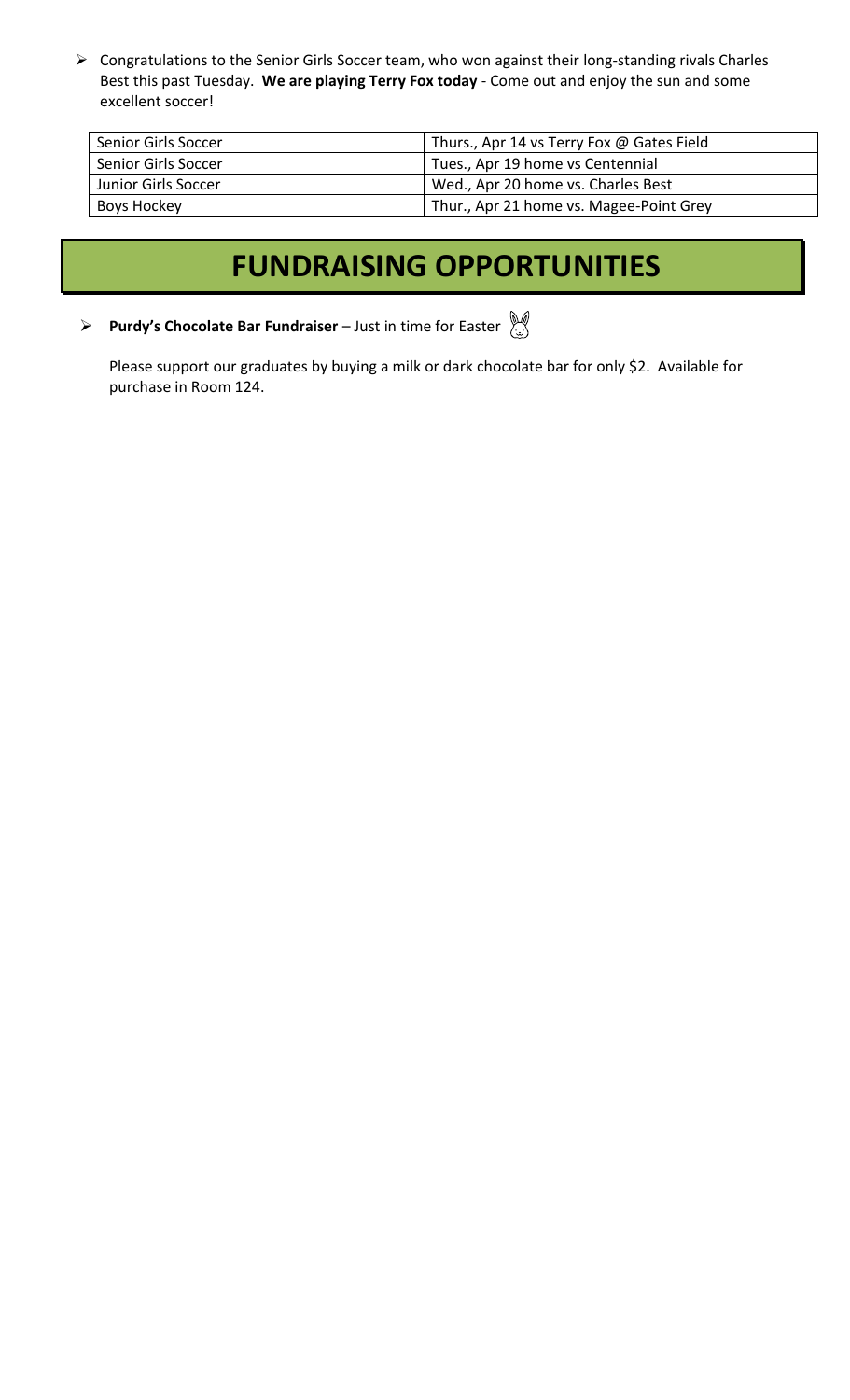- Congratulations to the Senior Girls Soccer team, who won against their long-standing rivals Charles Best this past Tuesday. **We are playing Terry Fox today** - Come out and enjoy the sun and some excellent soccer!

| | |
|---|---|
| Senior Girls Soccer | Thurs., Apr 14 vs Terry Fox @ Gates Field |
| Senior Girls Soccer | Tues., Apr 19 home vs Centennial |
| Junior Girls Soccer | Wed., Apr 20 home vs. Charles Best |
| Boys Hockey | Thur., Apr 21 home vs. Magee-Point Grey |

# FUNDRAISING OPPORTUNITIES

- **Purdy's Chocolate Bar Fundraiser** – Just in time for Easter

  Please support our graduates by buying a milk or dark chocolate bar for only $2. Available for purchase in Room 124.